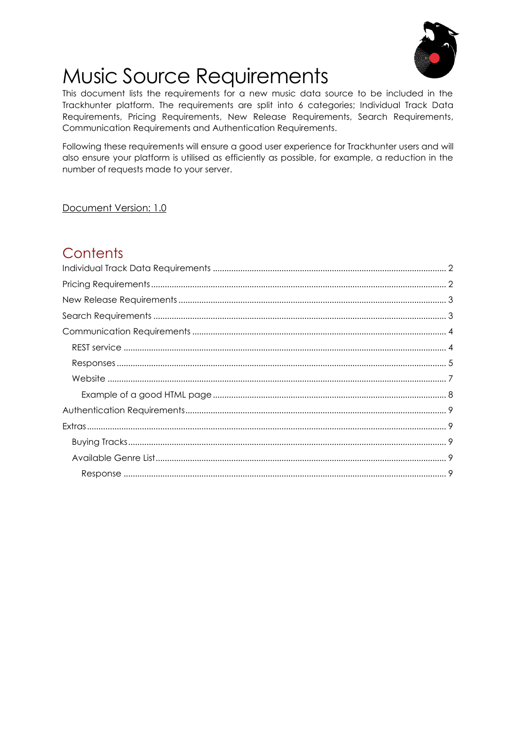# Music Source Requirements

This document lists the requirements for a new music data source to be included in the Trackhunter platform. The requirements are split into 6 categories; Individual Track Data Requirements, Pricing Requirements, New Release Requirements, Search Requirements, Communication Requirements and Authentication Requirements.

Following these requirements will ensure a good user experience for Trackhunter users and will also ensure your platform is utilised as efficiently as possible, for example, a reduction in the number of requests made to your server.

Document Version: 1.0

## Contents

- Individual Track Data Requirements ..... 2
- Pricing Requirements ..... 2
- New Release Requirements ..... 3
- Search Requirements ..... 3
- Communication Requirements ..... 4
  - REST service ..... 4
  - Responses ..... 5
  - Website ..... 7
    - Example of a good HTML page ..... 8
- Authentication Requirements ..... 9
- Extras ..... 9
  - Buying Tracks ..... 9
  - Available Genre List ..... 9
    - Response ..... 9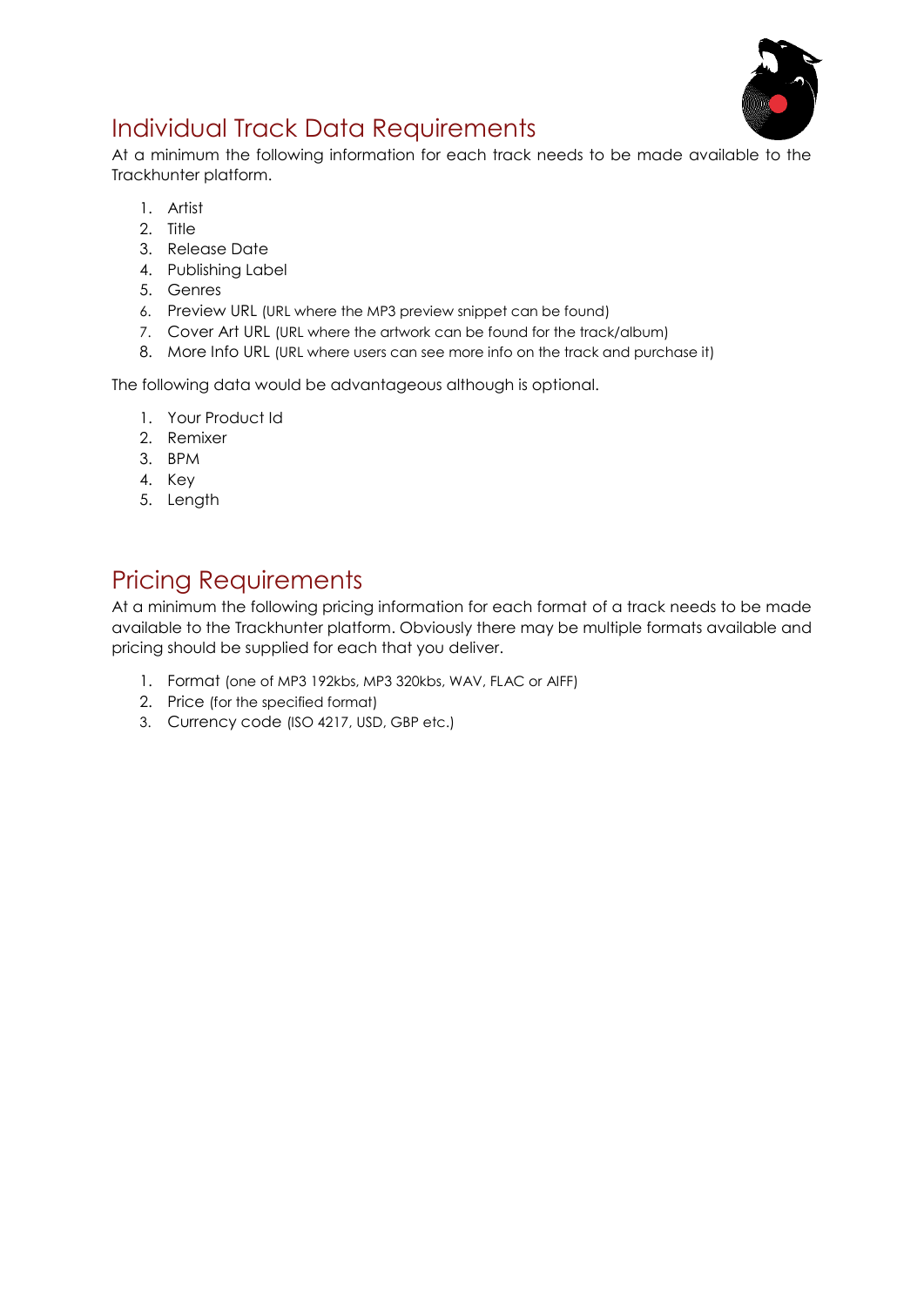## Individual Track Data Requirements

At a minimum the following information for each track needs to be made available to the Trackhunter platform.

1. Artist
2. Title
3. Release Date
4. Publishing Label
5. Genres
6. Preview URL (URL where the MP3 preview snippet can be found)
7. Cover Art URL (URL where the artwork can be found for the track/album)
8. More Info URL (URL where users can see more info on the track and purchase it)

The following data would be advantageous although is optional.

1. Your Product Id
2. Remixer
3. BPM
4. Key
5. Length

## Pricing Requirements

At a minimum the following pricing information for each format of a track needs to be made available to the Trackhunter platform. Obviously there may be multiple formats available and pricing should be supplied for each that you deliver.

1. Format (one of MP3 192kbs, MP3 320kbs, WAV, FLAC or AIFF)
2. Price (for the specified format)
3. Currency code (ISO 4217, USD, GBP etc.)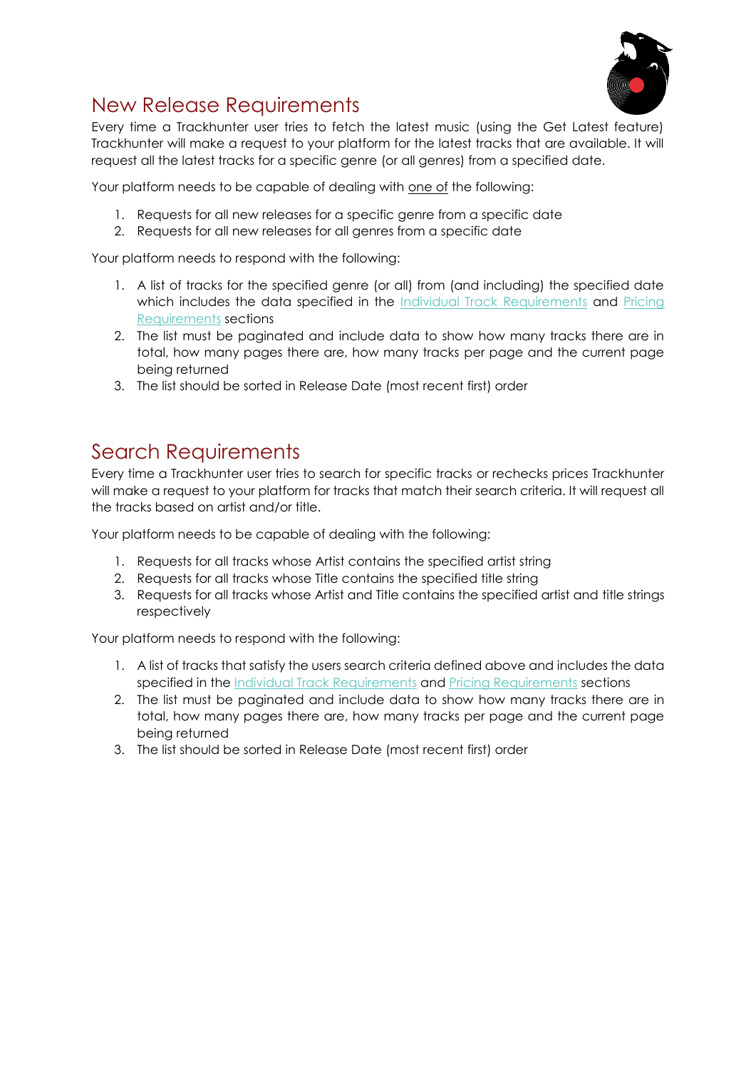## New Release Requirements

Every time a Trackhunter user tries to fetch the latest music (using the Get Latest feature) Trackhunter will make a request to your platform for the latest tracks that are available. It will request all the latest tracks for a specific genre (or all genres) from a specified date.

Your platform needs to be capable of dealing with one of the following:

1. Requests for all new releases for a specific genre from a specific date
2. Requests for all new releases for all genres from a specific date

Your platform needs to respond with the following:

1. A list of tracks for the specified genre (or all) from (and including) the specified date which includes the data specified in the Individual Track Requirements and Pricing Requirements sections
2. The list must be paginated and include data to show how many tracks there are in total, how many pages there are, how many tracks per page and the current page being returned
3. The list should be sorted in Release Date (most recent first) order

## Search Requirements

Every time a Trackhunter user tries to search for specific tracks or rechecks prices Trackhunter will make a request to your platform for tracks that match their search criteria. It will request all the tracks based on artist and/or title.

Your platform needs to be capable of dealing with the following:

1. Requests for all tracks whose Artist contains the specified artist string
2. Requests for all tracks whose Title contains the specified title string
3. Requests for all tracks whose Artist and Title contains the specified artist and title strings respectively

Your platform needs to respond with the following:

1. A list of tracks that satisfy the users search criteria defined above and includes the data specified in the Individual Track Requirements and Pricing Requirements sections
2. The list must be paginated and include data to show how many tracks there are in total, how many pages there are, how many tracks per page and the current page being returned
3. The list should be sorted in Release Date (most recent first) order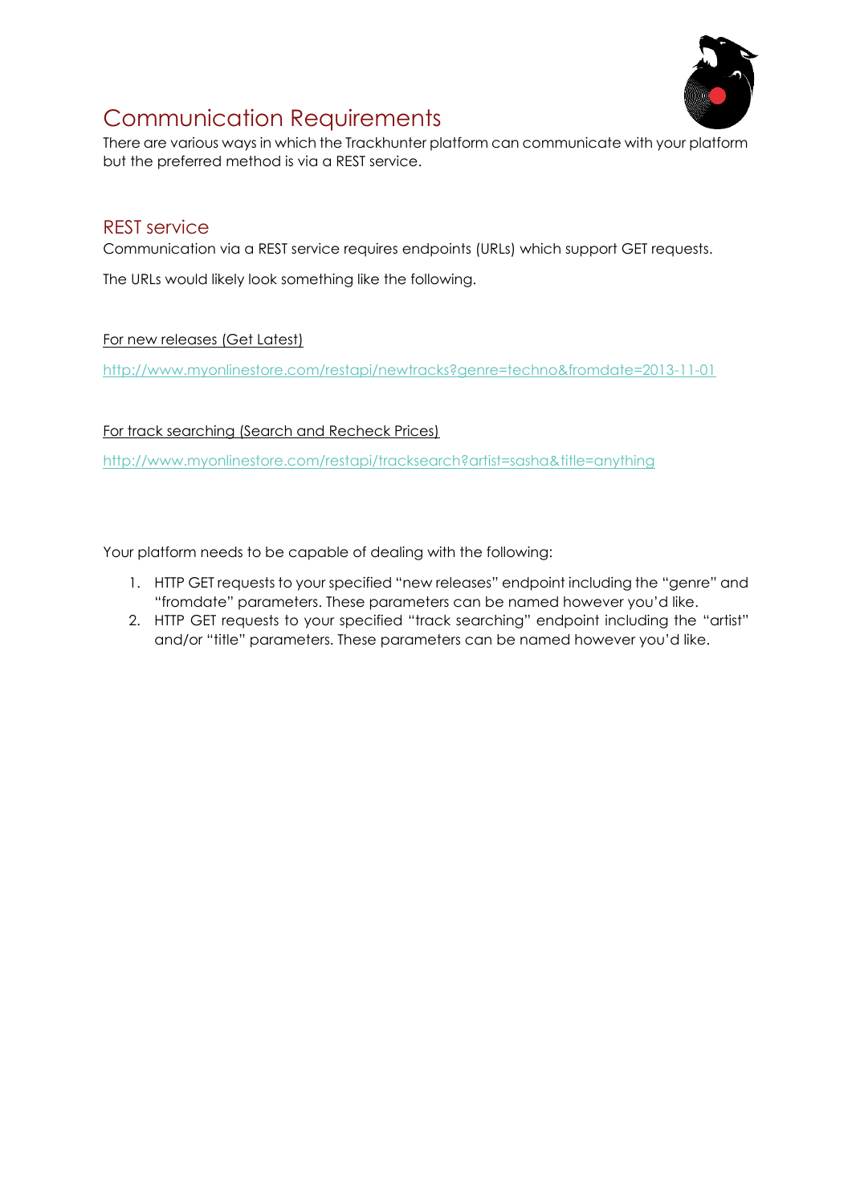# Communication Requirements

There are various ways in which the Trackhunter platform can communicate with your platform but the preferred method is via a REST service.

## REST service

Communication via a REST service requires endpoints (URLs) which support GET requests.

The URLs would likely look something like the following.

For new releases (Get Latest)

http://www.myonlinestore.com/restapi/newtracks?genre=techno&fromdate=2013-11-01

For track searching (Search and Recheck Prices)

http://www.myonlinestore.com/restapi/tracksearch?artist=sasha&title=anything

Your platform needs to be capable of dealing with the following:

1. HTTP GET requests to your specified "new releases" endpoint including the "genre" and "fromdate" parameters. These parameters can be named however you'd like.
2. HTTP GET requests to your specified "track searching" endpoint including the "artist" and/or "title" parameters. These parameters can be named however you'd like.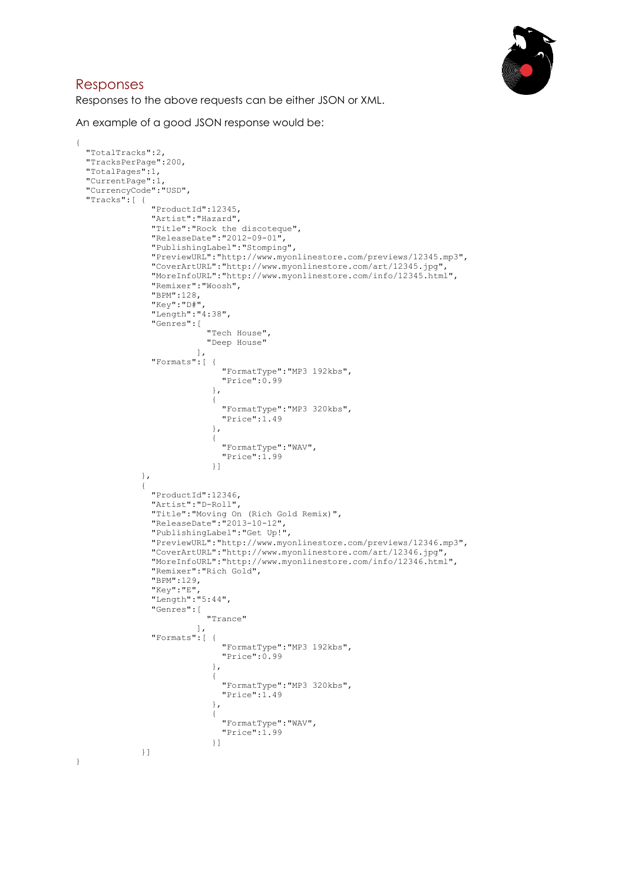## Responses

Responses to the above requests can be either JSON or XML.

An example of a good JSON response would be:

```
{
  "TotalTracks":2,
  "TracksPerPage":200,
  "TotalPages":1,
  "CurrentPage":1,
  "CurrencyCode":"USD",
  "Tracks":[ {
              "ProductId":12345,
              "Artist":"Hazard",
              "Title":"Rock the discoteque",
              "ReleaseDate":"2012-09-01",
              "PublishingLabel":"Stomping",
              "PreviewURL":"http://www.myonlinestore.com/previews/12345.mp3",
              "CoverArtURL":"http://www.myonlinestore.com/art/12345.jpg",
              "MoreInfoURL":"http://www.myonlinestore.com/info/12345.html",
              "Remixer":"Woosh",
              "BPM":128,
              "Key":"D#",
              "Length":"4:38",
              "Genres":[
                         "Tech House",
                         "Deep House"
                       ],
              "Formats":[ {
                            "FormatType":"MP3 192kbs",
                            "Price":0.99
                          },
                          {
                            "FormatType":"MP3 320kbs",
                            "Price":1.49
                          },
                          {
                            "FormatType":"WAV",
                            "Price":1.99
                          }]
            },
            {
              "ProductId":12346,
              "Artist":"D-Roll",
              "Title":"Moving On (Rich Gold Remix)",
              "ReleaseDate":"2013-10-12",
              "PublishingLabel":"Get Up!",
              "PreviewURL":"http://www.myonlinestore.com/previews/12346.mp3",
              "CoverArtURL":"http://www.myonlinestore.com/art/12346.jpg",
              "MoreInfoURL":"http://www.myonlinestore.com/info/12346.html",
              "Remixer":"Rich Gold",
              "BPM":129,
              "Key":"E",
              "Length":"5:44",
              "Genres":[
                         "Trance"
                       ],
              "Formats":[ {
                            "FormatType":"MP3 192kbs",
                            "Price":0.99
                          },
                          {
                            "FormatType":"MP3 320kbs",
                            "Price":1.49
                          },
                          {
                            "FormatType":"WAV",
                            "Price":1.99
                          }]
            }]
}
```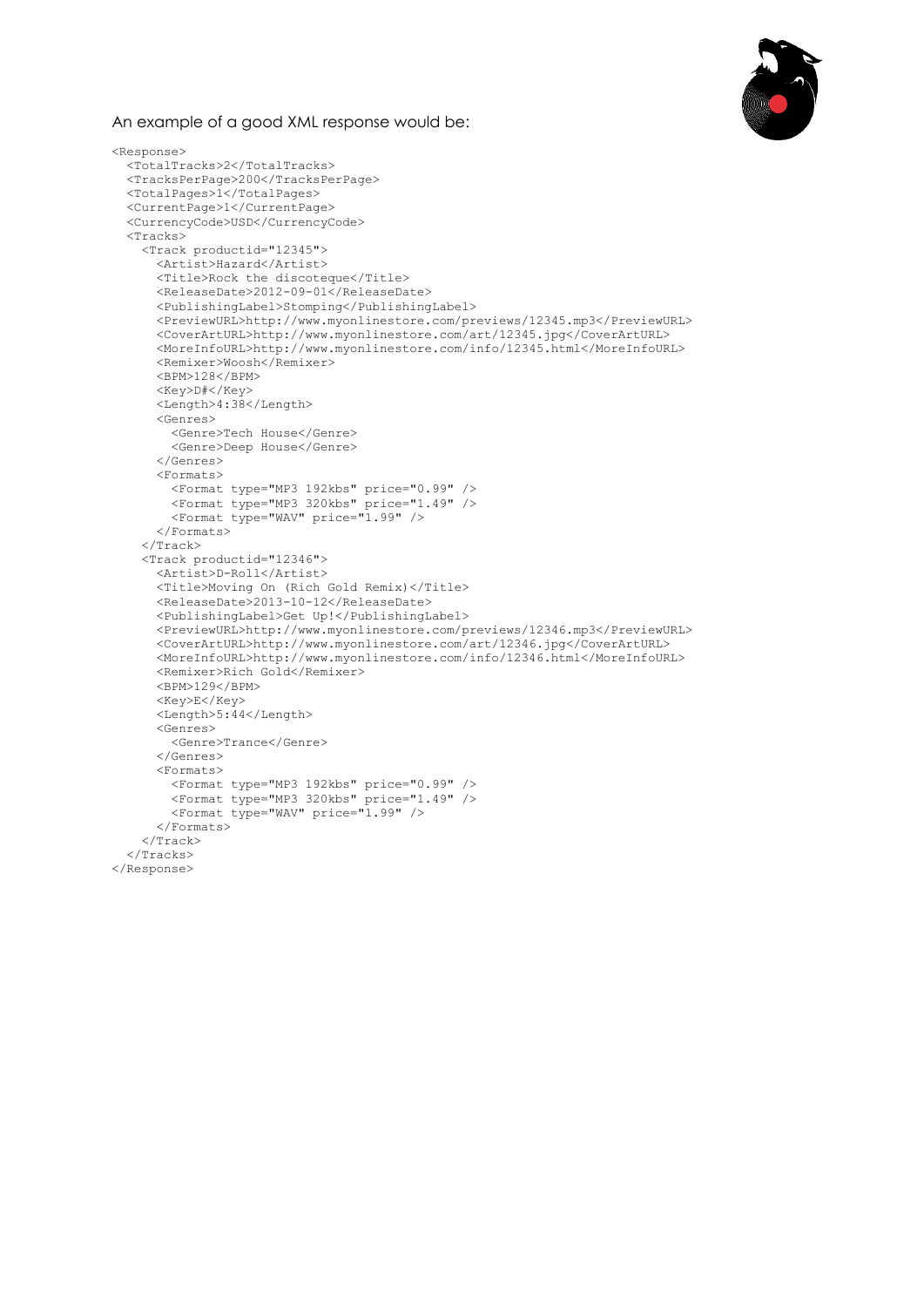An example of a good XML response would be:

```
<Response>
  <TotalTracks>2</TotalTracks>
  <TracksPerPage>200</TracksPerPage>
  <TotalPages>1</TotalPages>
  <CurrentPage>1</CurrentPage>
  <CurrencyCode>USD</CurrencyCode>
  <Tracks>
    <Track productid="12345">
      <Artist>Hazard</Artist>
      <Title>Rock the discoteque</Title>
      <ReleaseDate>2012-09-01</ReleaseDate>
      <PublishingLabel>Stomping</PublishingLabel>
      <PreviewURL>http://www.myonlinestore.com/previews/12345.mp3</PreviewURL>
      <CoverArtURL>http://www.myonlinestore.com/art/12345.jpg</CoverArtURL>
      <MoreInfoURL>http://www.myonlinestore.com/info/12345.html</MoreInfoURL>
      <Remixer>Woosh</Remixer>
      <BPM>128</BPM>
      <Key>D#</Key>
      <Length>4:38</Length>
      <Genres>
        <Genre>Tech House</Genre>
        <Genre>Deep House</Genre>
      </Genres>
      <Formats>
        <Format type="MP3 192kbs" price="0.99" />
        <Format type="MP3 320kbs" price="1.49" />
        <Format type="WAV" price="1.99" />
      </Formats>
    </Track>
    <Track productid="12346">
      <Artist>D-Roll</Artist>
      <Title>Moving On (Rich Gold Remix)</Title>
      <ReleaseDate>2013-10-12</ReleaseDate>
      <PublishingLabel>Get Up!</PublishingLabel>
      <PreviewURL>http://www.myonlinestore.com/previews/12346.mp3</PreviewURL>
      <CoverArtURL>http://www.myonlinestore.com/art/12346.jpg</CoverArtURL>
      <MoreInfoURL>http://www.myonlinestore.com/info/12346.html</MoreInfoURL>
      <Remixer>Rich Gold</Remixer>
      <BPM>129</BPM>
      <Key>E</Key>
      <Length>5:44</Length>
      <Genres>
        <Genre>Trance</Genre>
      </Genres>
      <Formats>
        <Format type="MP3 192kbs" price="0.99" />
        <Format type="MP3 320kbs" price="1.49" />
        <Format type="WAV" price="1.99" />
      </Formats>
    </Track>
  </Tracks>
</Response>
```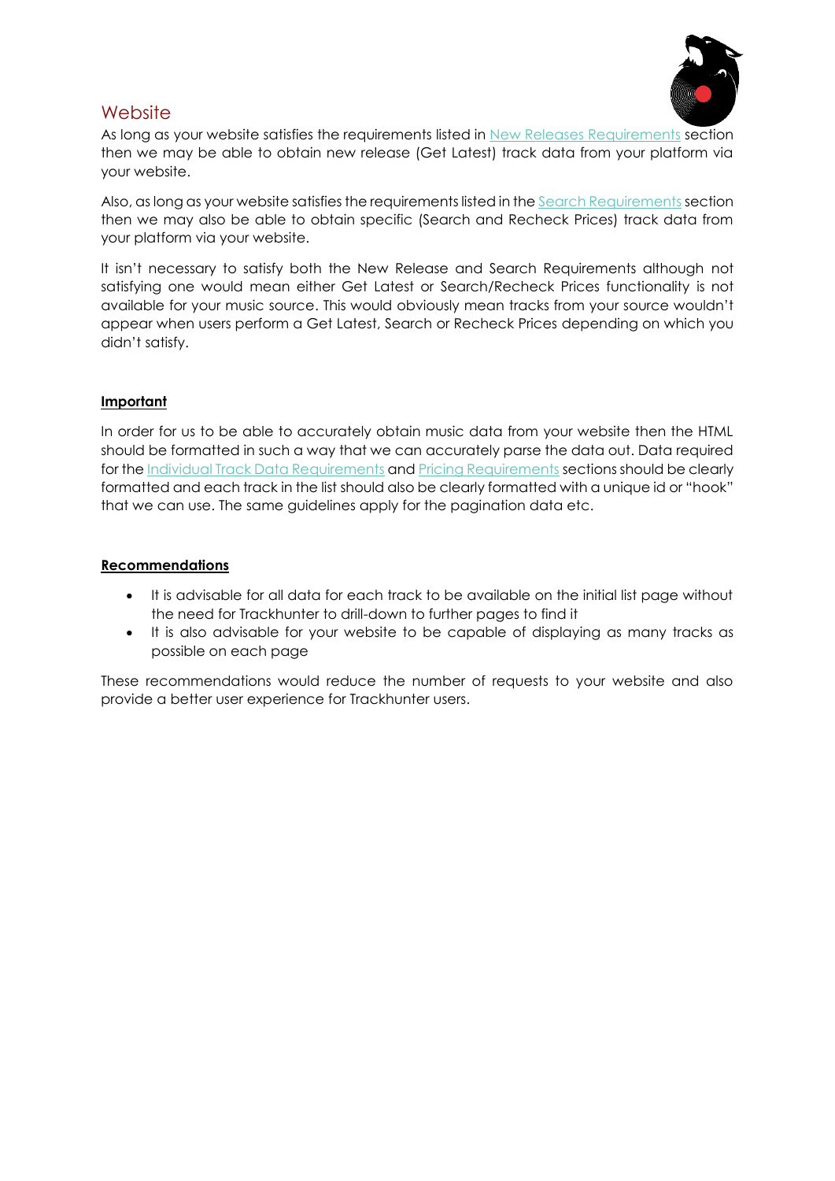## Website

As long as your website satisfies the requirements listed in New Releases Requirements section then we may be able to obtain new release (Get Latest) track data from your platform via your website.

Also, as long as your website satisfies the requirements listed in the Search Requirements section then we may also be able to obtain specific (Search and Recheck Prices) track data from your platform via your website.

It isn't necessary to satisfy both the New Release and Search Requirements although not satisfying one would mean either Get Latest or Search/Recheck Prices functionality is not available for your music source. This would obviously mean tracks from your source wouldn't appear when users perform a Get Latest, Search or Recheck Prices depending on which you didn't satisfy.

**Important**

In order for us to be able to accurately obtain music data from your website then the HTML should be formatted in such a way that we can accurately parse the data out. Data required for the Individual Track Data Requirements and Pricing Requirements sections should be clearly formatted and each track in the list should also be clearly formatted with a unique id or "hook" that we can use. The same guidelines apply for the pagination data etc.

**Recommendations**

- It is advisable for all data for each track to be available on the initial list page without the need for Trackhunter to drill-down to further pages to find it
- It is also advisable for your website to be capable of displaying as many tracks as possible on each page

These recommendations would reduce the number of requests to your website and also provide a better user experience for Trackhunter users.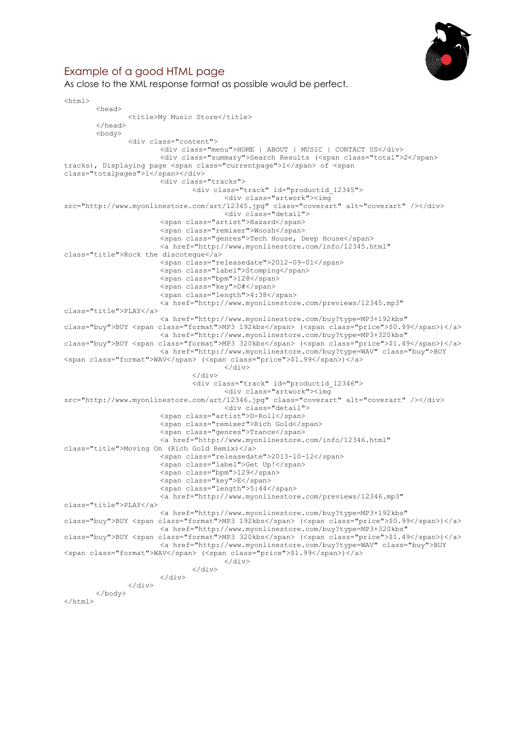## Example of a good HTML page

As close to the XML response format as possible would be perfect.

```
<html>
        <head>
                <title>My Music Store</title>
        </head>
        <body>
                <div class="content">
                        <div class="menu">HOME | ABOUT | MUSIC | CONTACT US</div>
                        <div class="summary">Search Results (<span class="total">2</span>
tracks), Displaying page <span class="currentpage">1</span> of <span
class="totalpages">1</span></div>
                        <div class="tracks">
                                <div class="track" id="productid_12345">
                                        <div class="artwork"><img
src="http://www.myonlinestore.com/art/12345.jpg" class="coverart" alt="coverart" /></div>
                                        <div class="detail">
                        <span class="artist">Hazard</span>
                        <span class="remixer">Woosh</span>
                        <span class="genres">Tech House, Deep House</span>
                        <a href="http://www.myonlinestore.com/info/12345.html"
class="title">Rock the discoteque</a>
                        <span class="releasedate">2012-09-01</span>
                        <span class="label">Stomping</span>
                        <span class="bpm">128</span>
                        <span class="key">D#</span>
                        <span class="length">4:38</span>
                        <a href="http://www.myonlinestore.com/previews/12345.mp3"
class="title">PLAY</a>
                        <a href="http://www.myonlinestore.com/buy?type=MP3+192kbs"
class="buy">BUY <span class="format">MP3 192kbs</span> (<span class="price">$0.99</span>)</a>
                        <a href="http://www.myonlinestore.com/buy?type=MP3+320kbs"
class="buy">BUY <span class="format">MP3 320kbs</span> (<span class="price">$1.49</span>)</a>
                        <a href="http://www.myonlinestore.com/buy?type=WAV" class="buy">BUY
<span class="format">WAV</span> (<span class="price">$1.99</span>)</a>
                                        </div>
                                </div>
                                <div class="track" id="productid_12346">
                                        <div class="artwork"><img
src="http://www.myonlinestore.com/art/12346.jpg" class="coverart" alt="coverart" /></div>
                                        <div class="detail">
                        <span class="artist">D-Roll</span>
                        <span class="remixer">Rich Gold</span>
                        <span class="genres">Trance</span>
                        <a href="http://www.myonlinestore.com/info/12346.html"
class="title">Moving On (Rich Gold Remix)</a>
                        <span class="releasedate">2013-10-12</span>
                        <span class="label">Get Up!</span>
                        <span class="bpm">129</span>
                        <span class="key">E</span>
                        <span class="length">5:44</span>
                        <a href="http://www.myonlinestore.com/previews/12346.mp3"
class="title">PLAY</a>
                        <a href="http://www.myonlinestore.com/buy?type=MP3+192kbs"
class="buy">BUY <span class="format">MP3 192kbs</span> (<span class="price">$0.99</span>)</a>
                        <a href="http://www.myonlinestore.com/buy?type=MP3+320kbs"
class="buy">BUY <span class="format">MP3 320kbs</span> (<span class="price">$1.49</span>)</a>
                        <a href="http://www.myonlinestore.com/buy?type=WAV" class="buy">BUY
<span class="format">WAV</span> (<span class="price">$1.99</span>)</a>
                                        </div>
                                </div>
                        </div>
                </div>
        </body>
</html>
```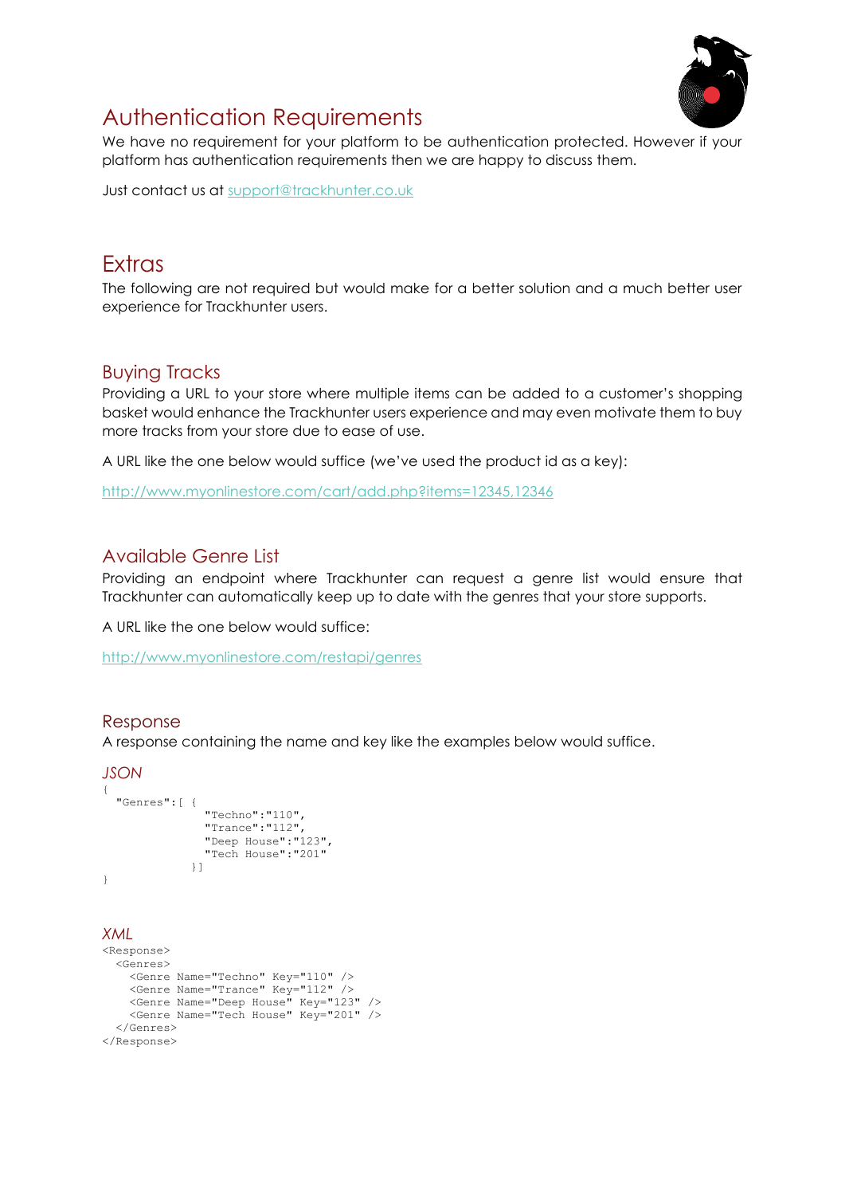## Authentication Requirements

We have no requirement for your platform to be authentication protected. However if your platform has authentication requirements then we are happy to discuss them.

Just contact us at support@trackhunter.co.uk

## Extras

The following are not required but would make for a better solution and a much better user experience for Trackhunter users.

### Buying Tracks

Providing a URL to your store where multiple items can be added to a customer's shopping basket would enhance the Trackhunter users experience and may even motivate them to buy more tracks from your store due to ease of use.

A URL like the one below would suffice (we've used the product id as a key):

http://www.myonlinestore.com/cart/add.php?items=12345,12346

### Available Genre List

Providing an endpoint where Trackhunter can request a genre list would ensure that Trackhunter can automatically keep up to date with the genres that your store supports.

A URL like the one below would suffice:

http://www.myonlinestore.com/restapi/genres

### Response

A response containing the name and key like the examples below would suffice.

*JSON*

```
{
  "Genres":[ {
               "Techno":"110",
               "Trance":"112",
               "Deep House":"123",
               "Tech House":"201"
             }]
}
```

*XML*

```
<Response>
  <Genres>
    <Genre Name="Techno" Key="110" />
    <Genre Name="Trance" Key="112" />
    <Genre Name="Deep House" Key="123" />
    <Genre Name="Tech House" Key="201" />
  </Genres>
</Response>
```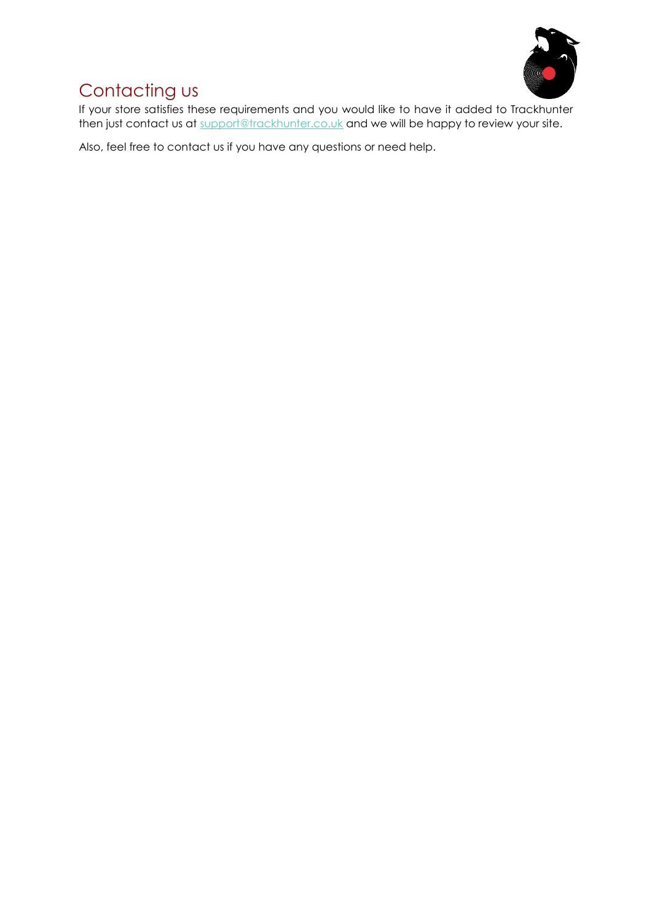## Contacting us

If your store satisfies these requirements and you would like to have it added to Trackhunter then just contact us at [support@trackhunter.co.uk](mailto:support@trackhunter.co.uk) and we will be happy to review your site.

Also, feel free to contact us if you have any questions or need help.